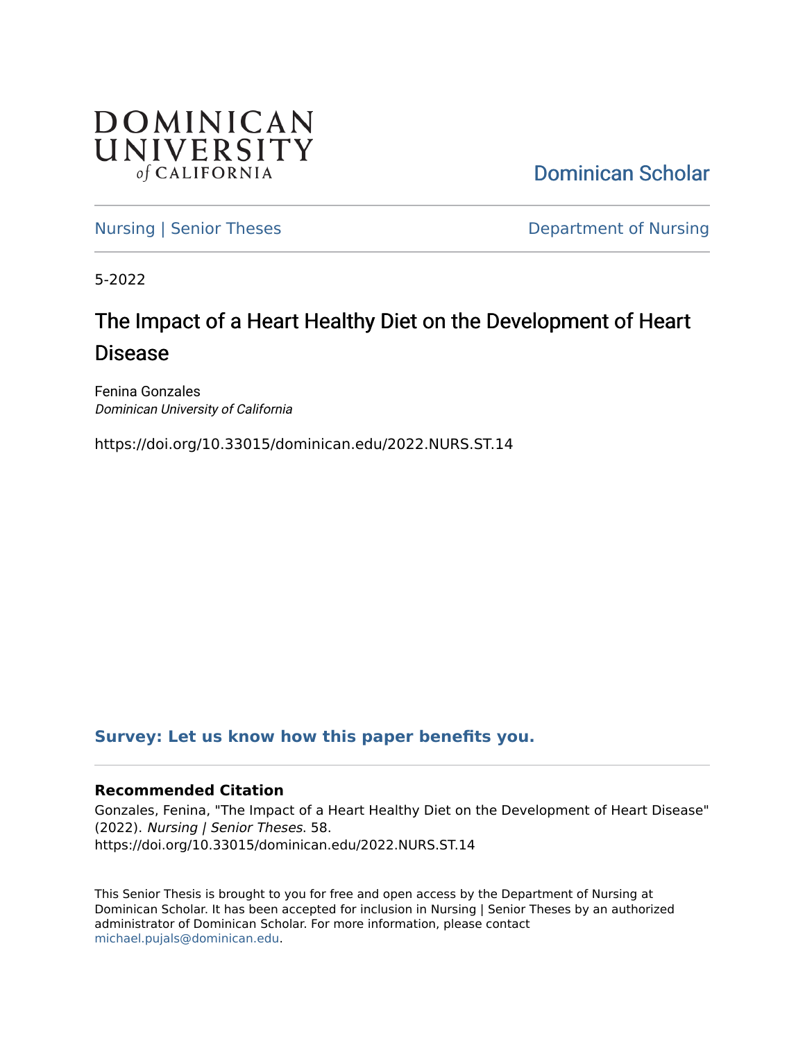DOMINICAN UNIVERSITY *of* CALIFORNIA

Dominican Scholar

Nursing | Senior Theses

Department of Nursing

5-2022

# The Impact of a Heart Healthy Diet on the Development of Heart Disease

Fenina Gonzales
*Dominican University of California*

https://doi.org/10.33015/dominican.edu/2022.NURS.ST.14

**Survey: Let us know how this paper benefits you.**

### Recommended Citation

Gonzales, Fenina, "The Impact of a Heart Healthy Diet on the Development of Heart Disease" (2022). *Nursing | Senior Theses*. 58.
https://doi.org/10.33015/dominican.edu/2022.NURS.ST.14

This Senior Thesis is brought to you for free and open access by the Department of Nursing at Dominican Scholar. It has been accepted for inclusion in Nursing | Senior Theses by an authorized administrator of Dominican Scholar. For more information, please contact michael.pujals@dominican.edu.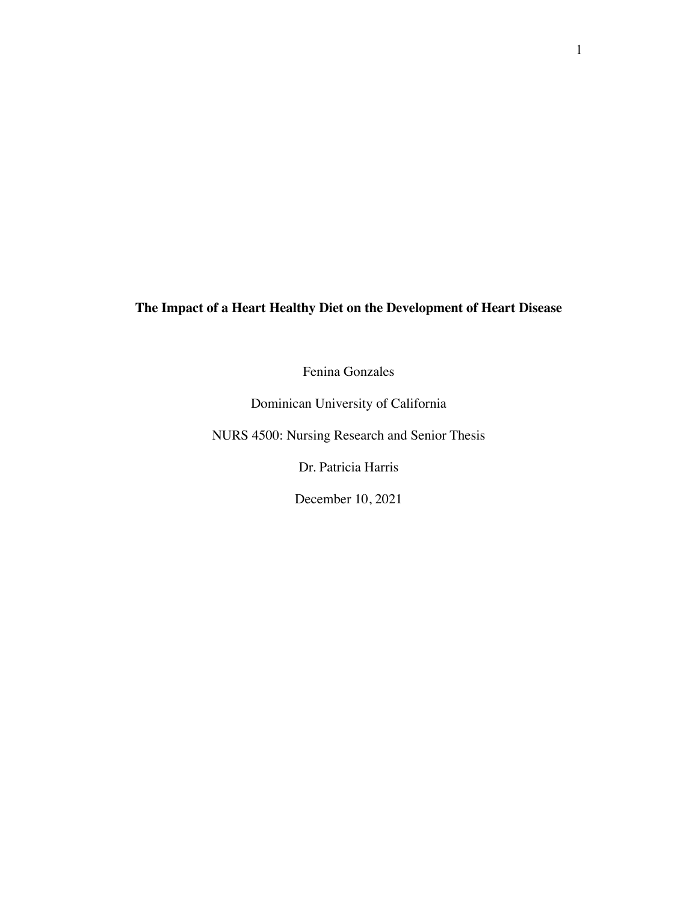**The Impact of a Heart Healthy Diet on the Development of Heart Disease**

Fenina Gonzales

Dominican University of California

NURS 4500: Nursing Research and Senior Thesis

Dr. Patricia Harris

December 10, 2021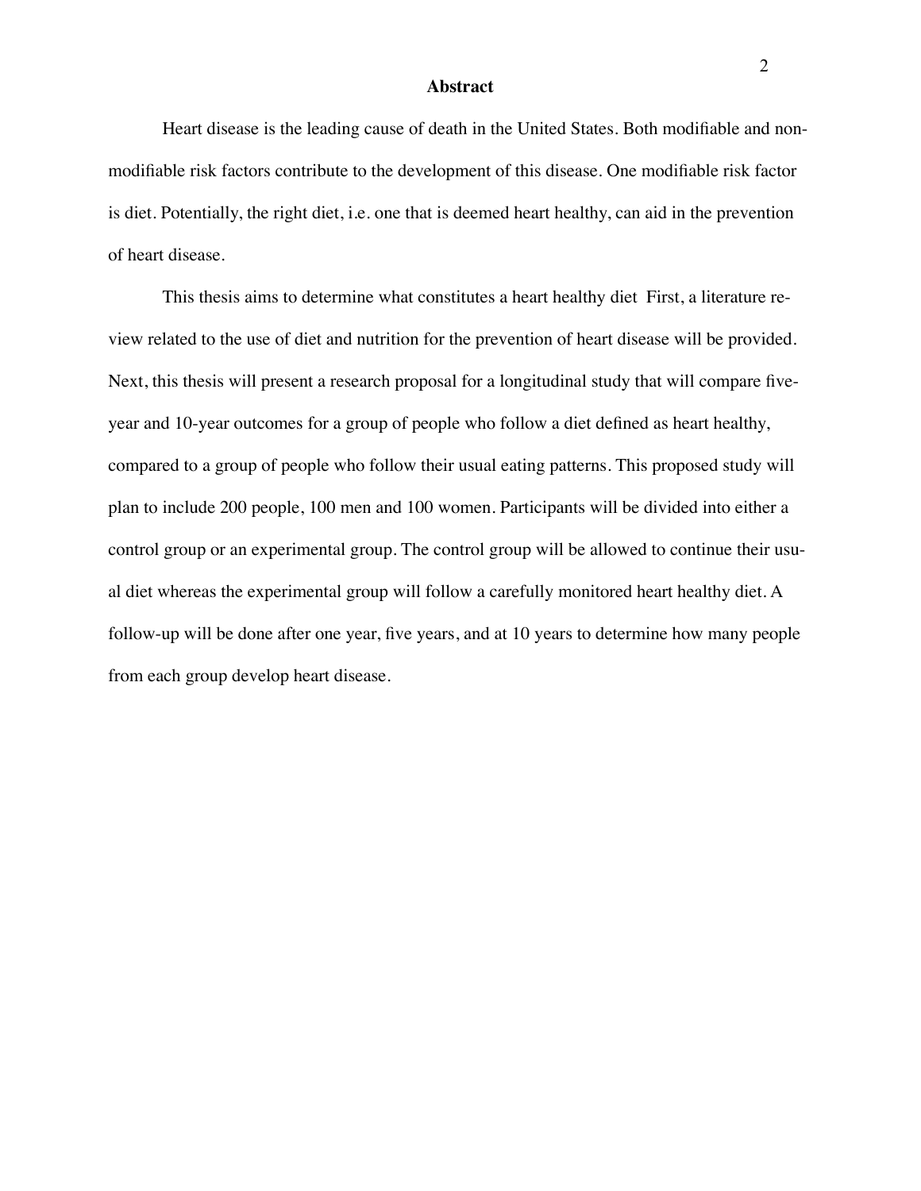# Abstract

Heart disease is the leading cause of death in the United States. Both modifiable and non-modifiable risk factors contribute to the development of this disease. One modifiable risk factor is diet. Potentially, the right diet, i.e. one that is deemed heart healthy, can aid in the prevention of heart disease.

This thesis aims to determine what constitutes a heart healthy diet  First, a literature review related to the use of diet and nutrition for the prevention of heart disease will be provided. Next, this thesis will present a research proposal for a longitudinal study that will compare five-year and 10-year outcomes for a group of people who follow a diet defined as heart healthy, compared to a group of people who follow their usual eating patterns. This proposed study will plan to include 200 people, 100 men and 100 women. Participants will be divided into either a control group or an experimental group. The control group will be allowed to continue their usual diet whereas the experimental group will follow a carefully monitored heart healthy diet. A follow-up will be done after one year, five years, and at 10 years to determine how many people from each group develop heart disease.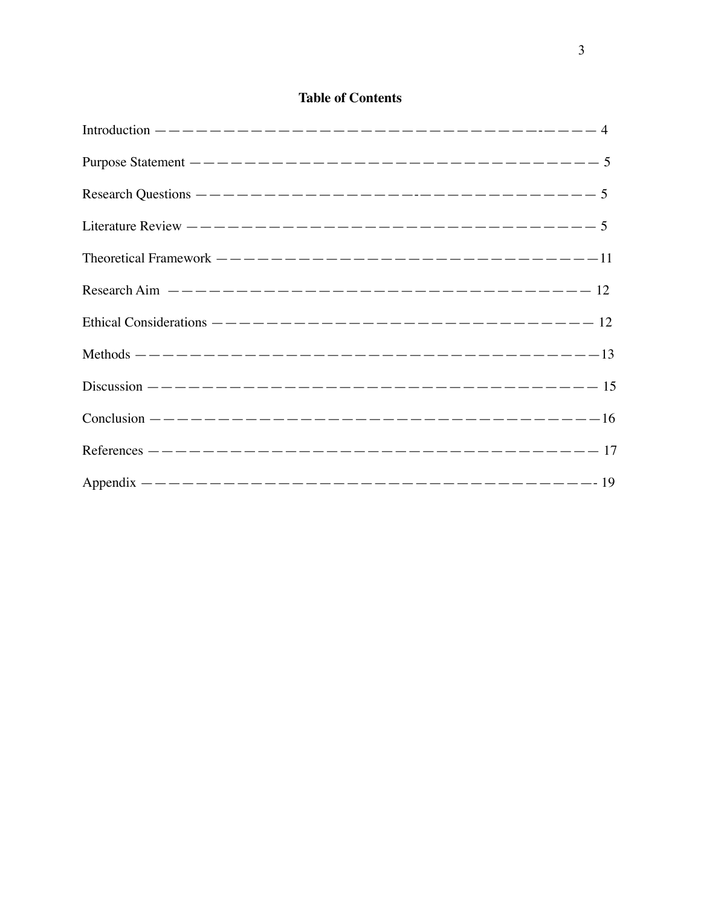# Table of Contents

Introduction — 4

Purpose Statement — 5

Research Questions — 5

Literature Review — 5

Theoretical Framework — 11

Research Aim — 12

Ethical Considerations — 12

Methods — 13

Discussion — 15

Conclusion — 16

References — 17

Appendix — 19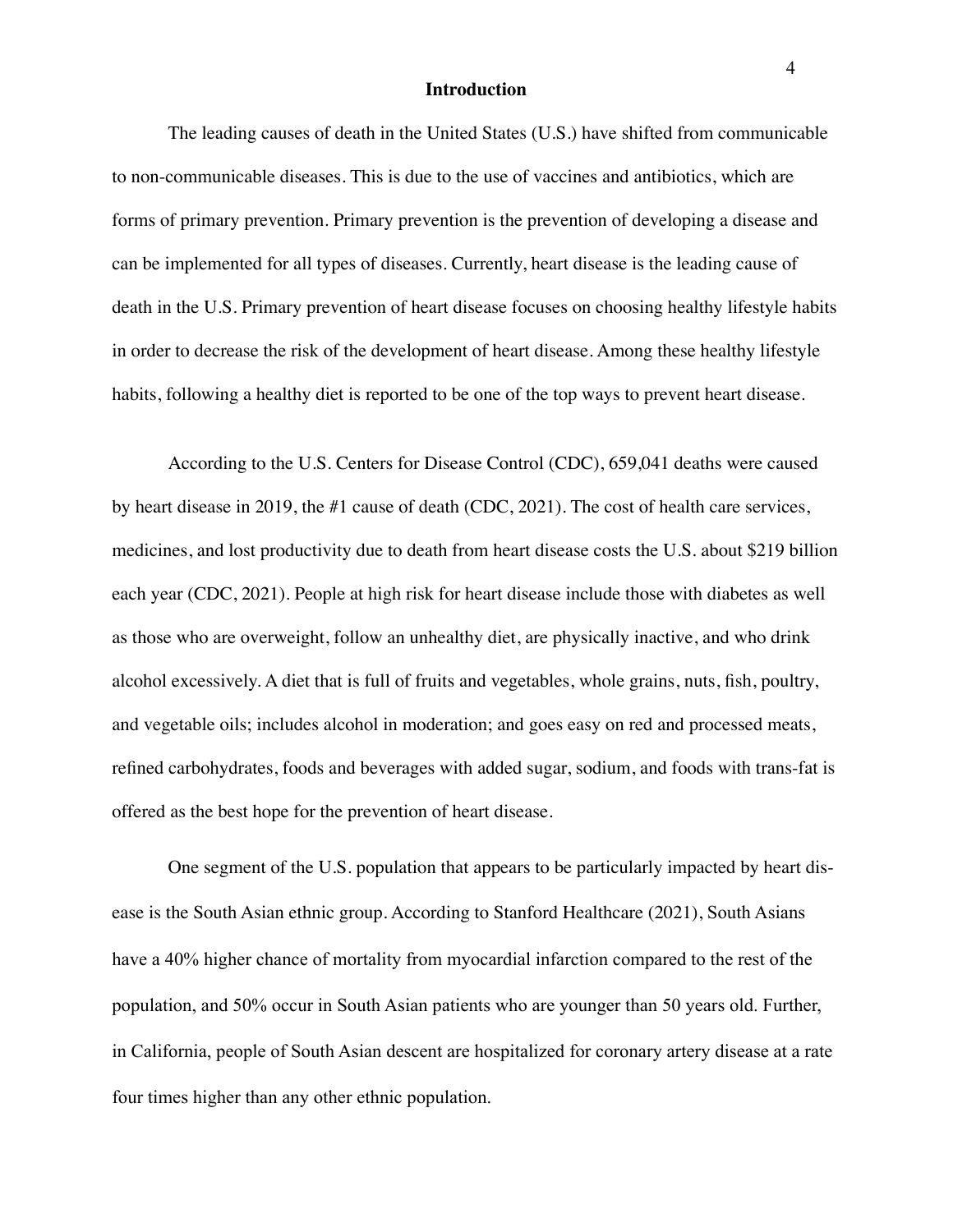## Introduction

The leading causes of death in the United States (U.S.) have shifted from communicable to non-communicable diseases. This is due to the use of vaccines and antibiotics, which are forms of primary prevention. Primary prevention is the prevention of developing a disease and can be implemented for all types of diseases. Currently, heart disease is the leading cause of death in the U.S. Primary prevention of heart disease focuses on choosing healthy lifestyle habits in order to decrease the risk of the development of heart disease. Among these healthy lifestyle habits, following a healthy diet is reported to be one of the top ways to prevent heart disease.

According to the U.S. Centers for Disease Control (CDC), 659,041 deaths were caused by heart disease in 2019, the #1 cause of death (CDC, 2021). The cost of health care services, medicines, and lost productivity due to death from heart disease costs the U.S. about $219 billion each year (CDC, 2021). People at high risk for heart disease include those with diabetes as well as those who are overweight, follow an unhealthy diet, are physically inactive, and who drink alcohol excessively. A diet that is full of fruits and vegetables, whole grains, nuts, fish, poultry, and vegetable oils; includes alcohol in moderation; and goes easy on red and processed meats, refined carbohydrates, foods and beverages with added sugar, sodium, and foods with trans-fat is offered as the best hope for the prevention of heart disease.

One segment of the U.S. population that appears to be particularly impacted by heart disease is the South Asian ethnic group. According to Stanford Healthcare (2021), South Asians have a 40% higher chance of mortality from myocardial infarction compared to the rest of the population, and 50% occur in South Asian patients who are younger than 50 years old. Further, in California, people of South Asian descent are hospitalized for coronary artery disease at a rate four times higher than any other ethnic population.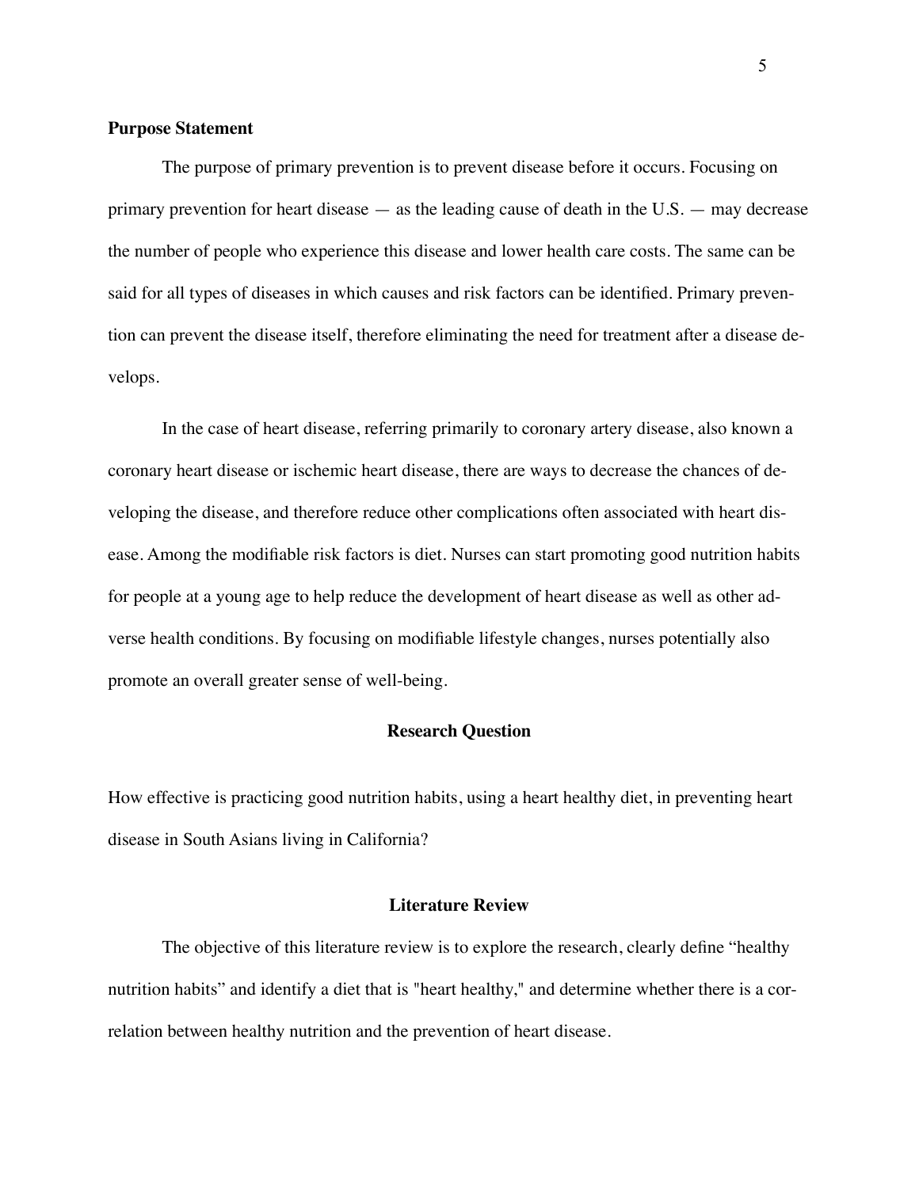**Purpose Statement**

The purpose of primary prevention is to prevent disease before it occurs. Focusing on primary prevention for heart disease — as the leading cause of death in the U.S. — may decrease the number of people who experience this disease and lower health care costs. The same can be said for all types of diseases in which causes and risk factors can be identified. Primary prevention can prevent the disease itself, therefore eliminating the need for treatment after a disease develops.

In the case of heart disease, referring primarily to coronary artery disease, also known a coronary heart disease or ischemic heart disease, there are ways to decrease the chances of developing the disease, and therefore reduce other complications often associated with heart disease. Among the modifiable risk factors is diet. Nurses can start promoting good nutrition habits for people at a young age to help reduce the development of heart disease as well as other adverse health conditions. By focusing on modifiable lifestyle changes, nurses potentially also promote an overall greater sense of well-being.

## Research Question

How effective is practicing good nutrition habits, using a heart healthy diet, in preventing heart disease in South Asians living in California?

## Literature Review

The objective of this literature review is to explore the research, clearly define "healthy nutrition habits" and identify a diet that is "heart healthy," and determine whether there is a correlation between healthy nutrition and the prevention of heart disease.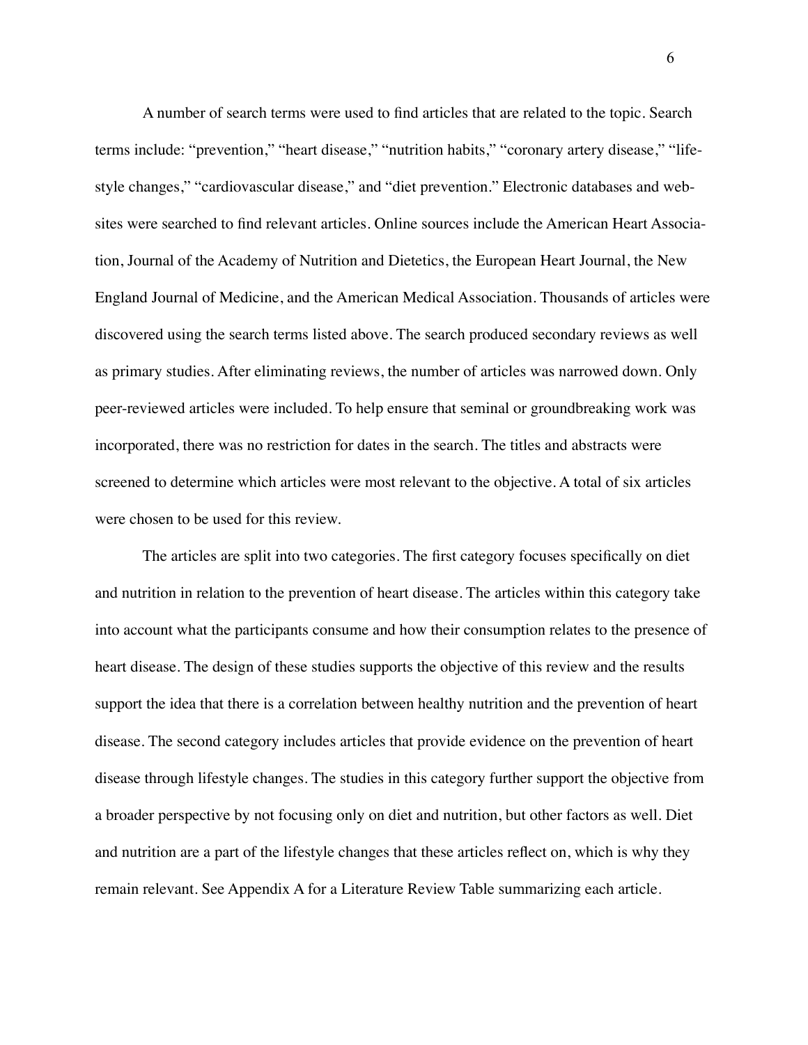A number of search terms were used to find articles that are related to the topic. Search terms include: "prevention," "heart disease," "nutrition habits," "coronary artery disease," "lifestyle changes," "cardiovascular disease," and "diet prevention." Electronic databases and websites were searched to find relevant articles. Online sources include the American Heart Association, Journal of the Academy of Nutrition and Dietetics, the European Heart Journal, the New England Journal of Medicine, and the American Medical Association. Thousands of articles were discovered using the search terms listed above. The search produced secondary reviews as well as primary studies. After eliminating reviews, the number of articles was narrowed down. Only peer-reviewed articles were included. To help ensure that seminal or groundbreaking work was incorporated, there was no restriction for dates in the search. The titles and abstracts were screened to determine which articles were most relevant to the objective. A total of six articles were chosen to be used for this review.

The articles are split into two categories. The first category focuses specifically on diet and nutrition in relation to the prevention of heart disease. The articles within this category take into account what the participants consume and how their consumption relates to the presence of heart disease. The design of these studies supports the objective of this review and the results support the idea that there is a correlation between healthy nutrition and the prevention of heart disease. The second category includes articles that provide evidence on the prevention of heart disease through lifestyle changes. The studies in this category further support the objective from a broader perspective by not focusing only on diet and nutrition, but other factors as well. Diet and nutrition are a part of the lifestyle changes that these articles reflect on, which is why they remain relevant. See Appendix A for a Literature Review Table summarizing each article.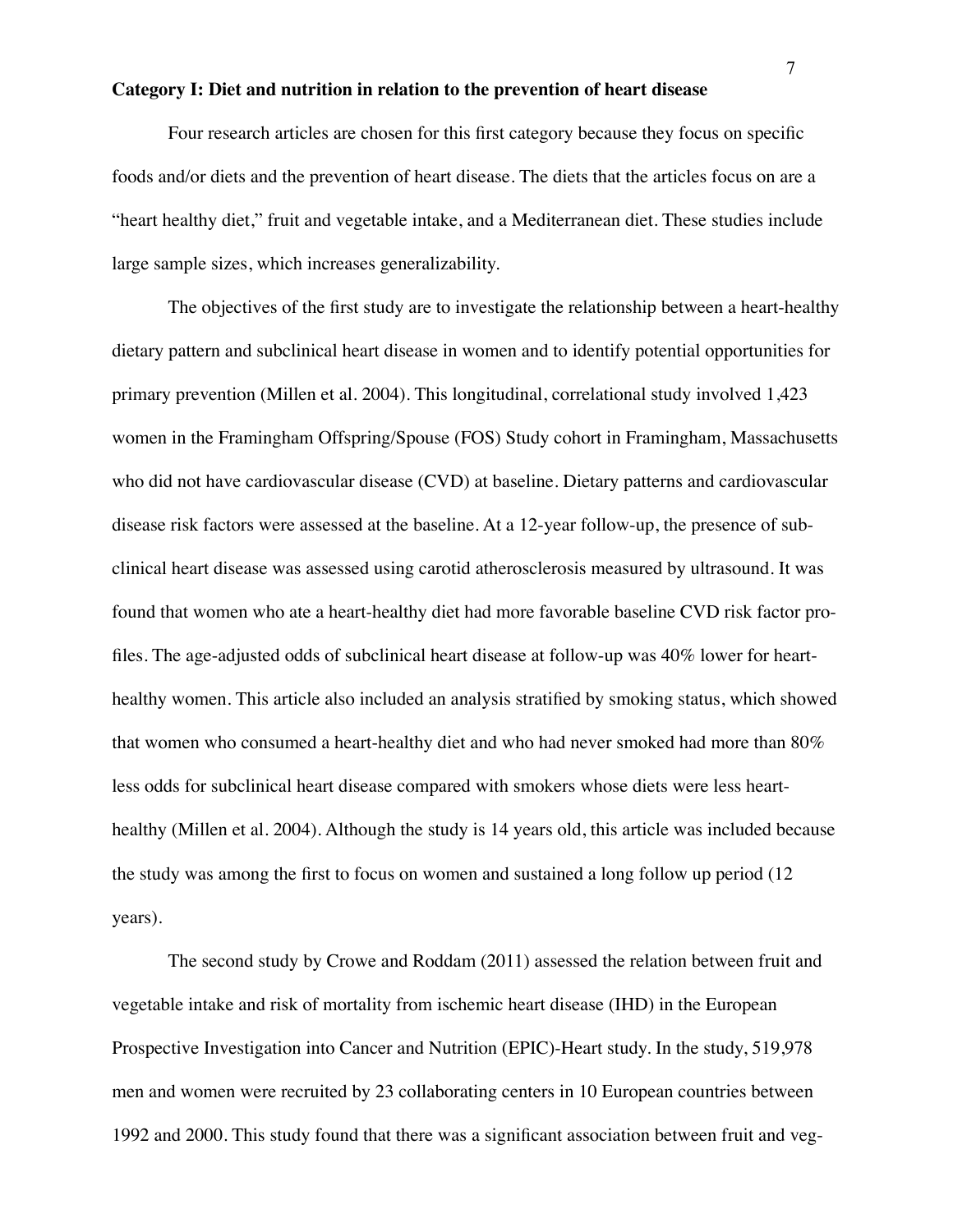**Category I: Diet and nutrition in relation to the prevention of heart disease**

Four research articles are chosen for this first category because they focus on specific foods and/or diets and the prevention of heart disease. The diets that the articles focus on are a "heart healthy diet," fruit and vegetable intake, and a Mediterranean diet. These studies include large sample sizes, which increases generalizability.

The objectives of the first study are to investigate the relationship between a heart-healthy dietary pattern and subclinical heart disease in women and to identify potential opportunities for primary prevention (Millen et al. 2004). This longitudinal, correlational study involved 1,423 women in the Framingham Offspring/Spouse (FOS) Study cohort in Framingham, Massachusetts who did not have cardiovascular disease (CVD) at baseline. Dietary patterns and cardiovascular disease risk factors were assessed at the baseline. At a 12-year follow-up, the presence of subclinical heart disease was assessed using carotid atherosclerosis measured by ultrasound. It was found that women who ate a heart-healthy diet had more favorable baseline CVD risk factor profiles. The age-adjusted odds of subclinical heart disease at follow-up was 40% lower for heart-healthy women. This article also included an analysis stratified by smoking status, which showed that women who consumed a heart-healthy diet and who had never smoked had more than 80% less odds for subclinical heart disease compared with smokers whose diets were less heart-healthy (Millen et al. 2004). Although the study is 14 years old, this article was included because the study was among the first to focus on women and sustained a long follow up period (12 years).

The second study by Crowe and Roddam (2011) assessed the relation between fruit and vegetable intake and risk of mortality from ischemic heart disease (IHD) in the European Prospective Investigation into Cancer and Nutrition (EPIC)-Heart study. In the study, 519,978 men and women were recruited by 23 collaborating centers in 10 European countries between 1992 and 2000. This study found that there was a significant association between fruit and veg-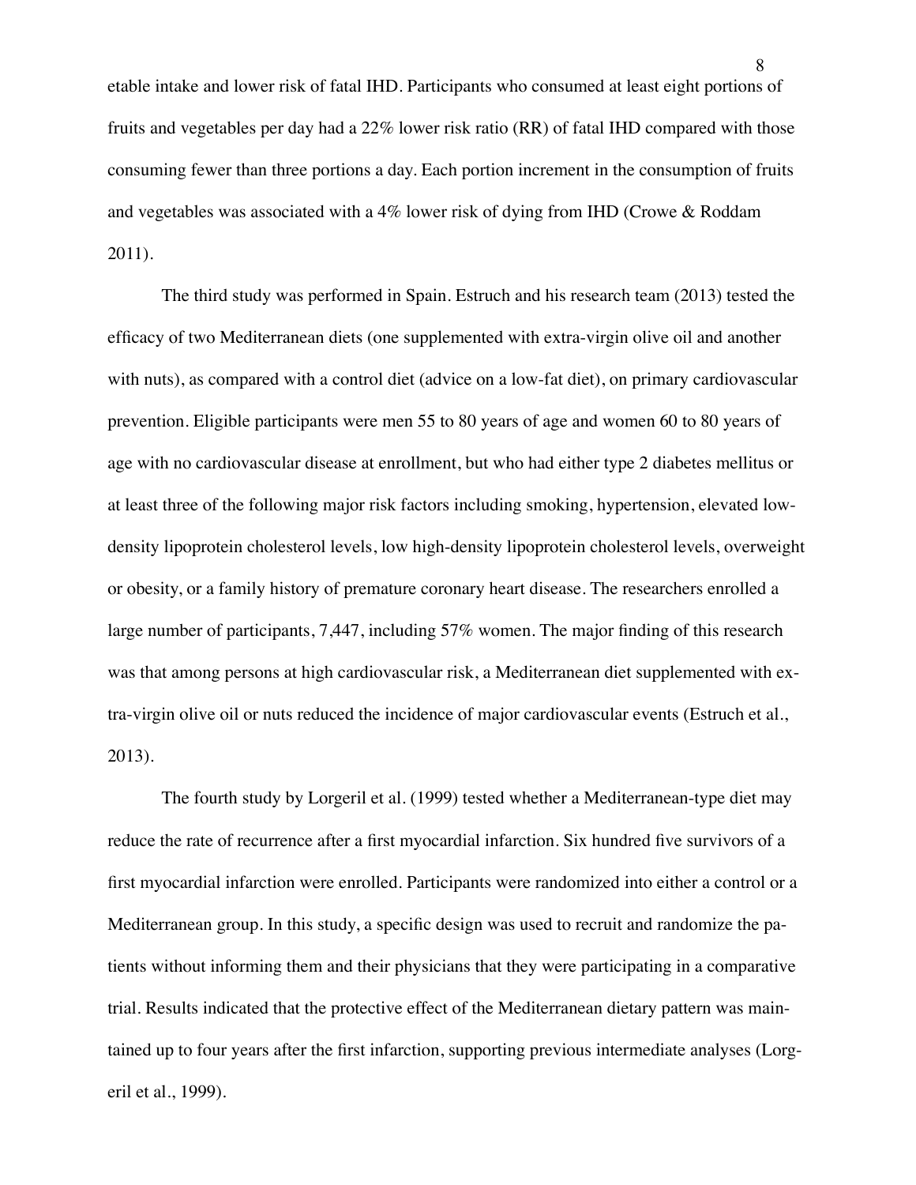etable intake and lower risk of fatal IHD. Participants who consumed at least eight portions of fruits and vegetables per day had a 22% lower risk ratio (RR) of fatal IHD compared with those consuming fewer than three portions a day. Each portion increment in the consumption of fruits and vegetables was associated with a 4% lower risk of dying from IHD (Crowe & Roddam 2011).

The third study was performed in Spain. Estruch and his research team (2013) tested the efficacy of two Mediterranean diets (one supplemented with extra-virgin olive oil and another with nuts), as compared with a control diet (advice on a low-fat diet), on primary cardiovascular prevention. Eligible participants were men 55 to 80 years of age and women 60 to 80 years of age with no cardiovascular disease at enrollment, but who had either type 2 diabetes mellitus or at least three of the following major risk factors including smoking, hypertension, elevated low-density lipoprotein cholesterol levels, low high-density lipoprotein cholesterol levels, overweight or obesity, or a family history of premature coronary heart disease. The researchers enrolled a large number of participants, 7,447, including 57% women. The major finding of this research was that among persons at high cardiovascular risk, a Mediterranean diet supplemented with extra-virgin olive oil or nuts reduced the incidence of major cardiovascular events (Estruch et al., 2013).

The fourth study by Lorgeril et al. (1999) tested whether a Mediterranean-type diet may reduce the rate of recurrence after a first myocardial infarction. Six hundred five survivors of a first myocardial infarction were enrolled. Participants were randomized into either a control or a Mediterranean group. In this study, a specific design was used to recruit and randomize the patients without informing them and their physicians that they were participating in a comparative trial. Results indicated that the protective effect of the Mediterranean dietary pattern was maintained up to four years after the first infarction, supporting previous intermediate analyses (Lorgeril et al., 1999).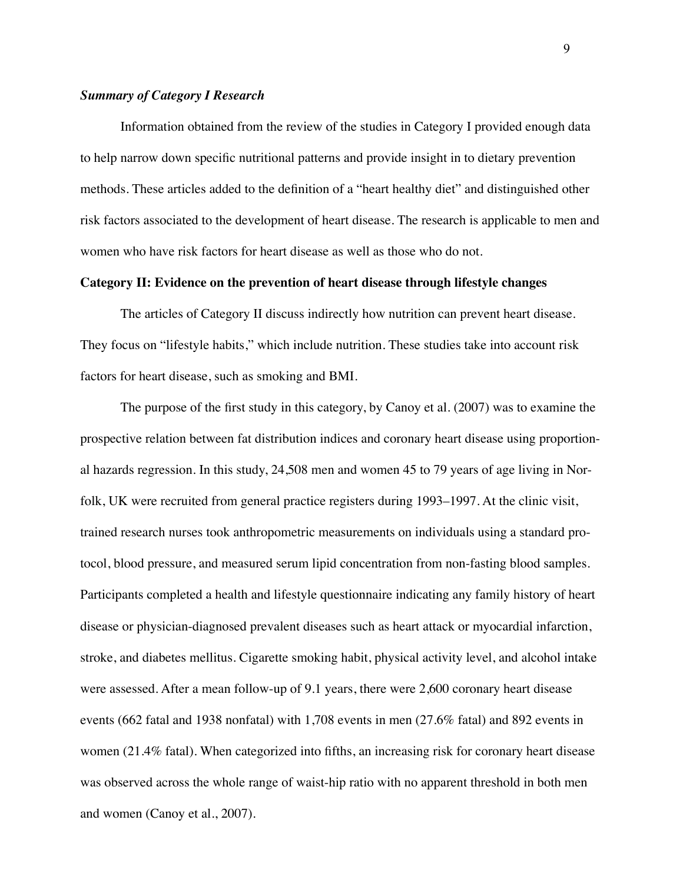### *Summary of Category I Research*

Information obtained from the review of the studies in Category I provided enough data to help narrow down specific nutritional patterns and provide insight in to dietary prevention methods. These articles added to the definition of a "heart healthy diet" and distinguished other risk factors associated to the development of heart disease. The research is applicable to men and women who have risk factors for heart disease as well as those who do not.

### Category II: Evidence on the prevention of heart disease through lifestyle changes

The articles of Category II discuss indirectly how nutrition can prevent heart disease. They focus on "lifestyle habits," which include nutrition. These studies take into account risk factors for heart disease, such as smoking and BMI.

The purpose of the first study in this category, by Canoy et al. (2007) was to examine the prospective relation between fat distribution indices and coronary heart disease using proportional hazards regression. In this study, 24,508 men and women 45 to 79 years of age living in Norfolk, UK were recruited from general practice registers during 1993–1997. At the clinic visit, trained research nurses took anthropometric measurements on individuals using a standard protocol, blood pressure, and measured serum lipid concentration from non-fasting blood samples. Participants completed a health and lifestyle questionnaire indicating any family history of heart disease or physician-diagnosed prevalent diseases such as heart attack or myocardial infarction, stroke, and diabetes mellitus. Cigarette smoking habit, physical activity level, and alcohol intake were assessed. After a mean follow-up of 9.1 years, there were 2,600 coronary heart disease events (662 fatal and 1938 nonfatal) with 1,708 events in men (27.6% fatal) and 892 events in women (21.4% fatal). When categorized into fifths, an increasing risk for coronary heart disease was observed across the whole range of waist-hip ratio with no apparent threshold in both men and women (Canoy et al., 2007).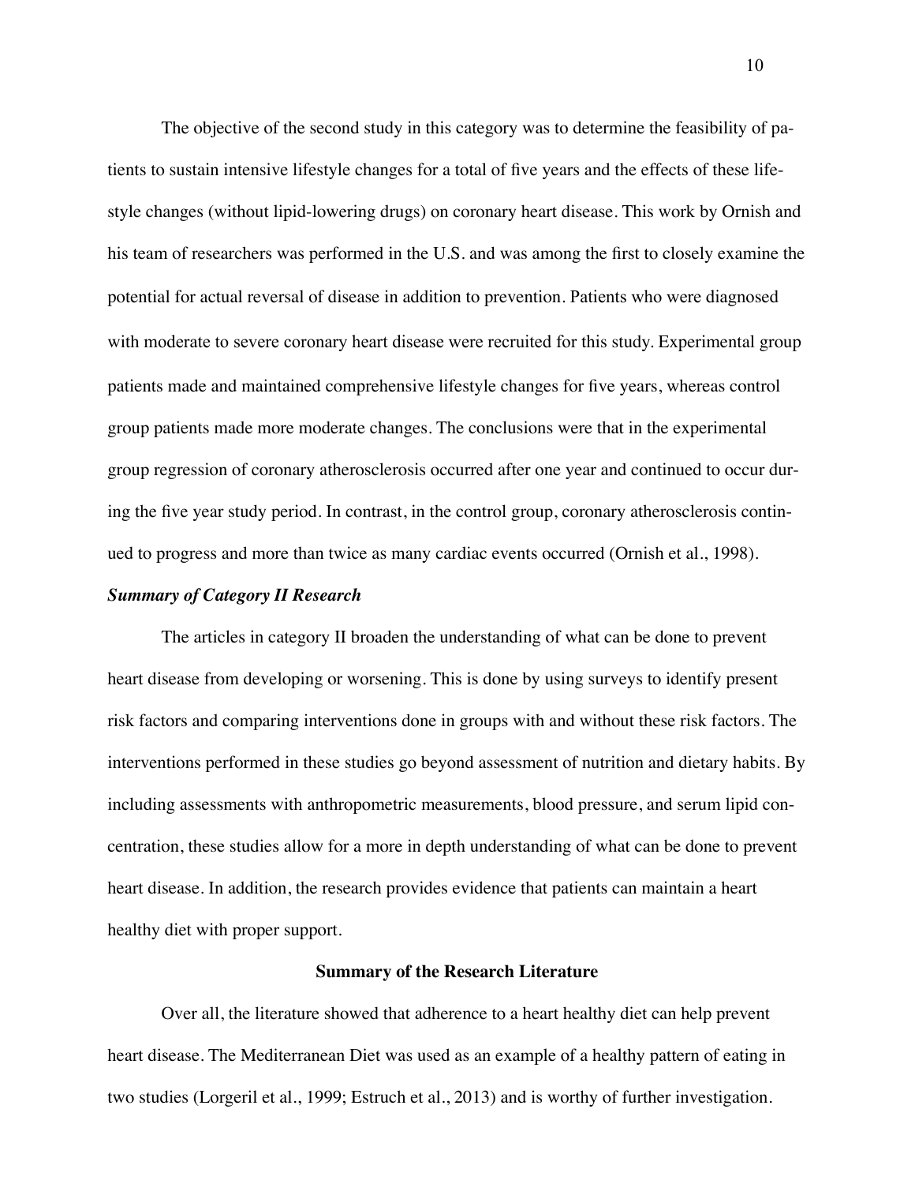The objective of the second study in this category was to determine the feasibility of patients to sustain intensive lifestyle changes for a total of five years and the effects of these lifestyle changes (without lipid-lowering drugs) on coronary heart disease. This work by Ornish and his team of researchers was performed in the U.S. and was among the first to closely examine the potential for actual reversal of disease in addition to prevention. Patients who were diagnosed with moderate to severe coronary heart disease were recruited for this study. Experimental group patients made and maintained comprehensive lifestyle changes for five years, whereas control group patients made more moderate changes. The conclusions were that in the experimental group regression of coronary atherosclerosis occurred after one year and continued to occur during the five year study period. In contrast, in the control group, coronary atherosclerosis continued to progress and more than twice as many cardiac events occurred (Ornish et al., 1998).

### *Summary of Category II Research*

The articles in category II broaden the understanding of what can be done to prevent heart disease from developing or worsening. This is done by using surveys to identify present risk factors and comparing interventions done in groups with and without these risk factors. The interventions performed in these studies go beyond assessment of nutrition and dietary habits. By including assessments with anthropometric measurements, blood pressure, and serum lipid concentration, these studies allow for a more in depth understanding of what can be done to prevent heart disease. In addition, the research provides evidence that patients can maintain a heart healthy diet with proper support.

## Summary of the Research Literature

Over all, the literature showed that adherence to a heart healthy diet can help prevent heart disease. The Mediterranean Diet was used as an example of a healthy pattern of eating in two studies (Lorgeril et al., 1999; Estruch et al., 2013) and is worthy of further investigation.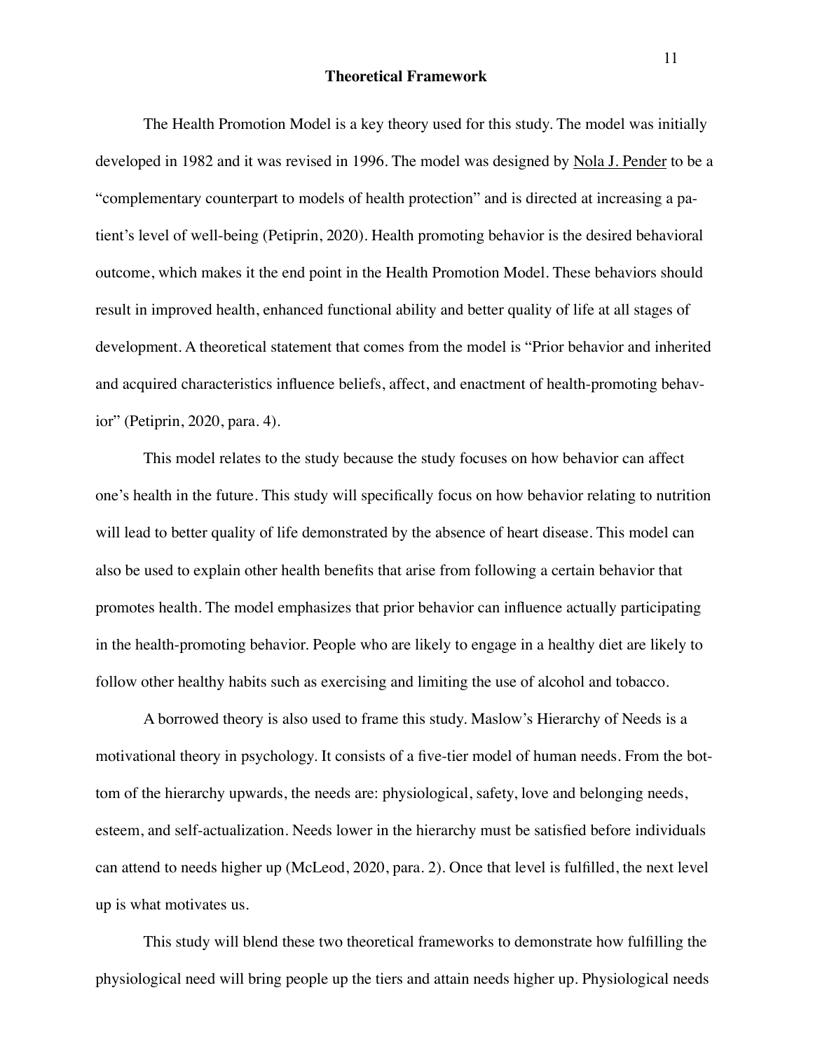## Theoretical Framework

The Health Promotion Model is a key theory used for this study. The model was initially developed in 1982 and it was revised in 1996. The model was designed by Nola J. Pender to be a "complementary counterpart to models of health protection" and is directed at increasing a patient's level of well-being (Petiprin, 2020). Health promoting behavior is the desired behavioral outcome, which makes it the end point in the Health Promotion Model. These behaviors should result in improved health, enhanced functional ability and better quality of life at all stages of development. A theoretical statement that comes from the model is "Prior behavior and inherited and acquired characteristics influence beliefs, affect, and enactment of health-promoting behavior" (Petiprin, 2020, para. 4).

This model relates to the study because the study focuses on how behavior can affect one's health in the future. This study will specifically focus on how behavior relating to nutrition will lead to better quality of life demonstrated by the absence of heart disease. This model can also be used to explain other health benefits that arise from following a certain behavior that promotes health. The model emphasizes that prior behavior can influence actually participating in the health-promoting behavior. People who are likely to engage in a healthy diet are likely to follow other healthy habits such as exercising and limiting the use of alcohol and tobacco.

A borrowed theory is also used to frame this study. Maslow's Hierarchy of Needs is a motivational theory in psychology. It consists of a five-tier model of human needs. From the bottom of the hierarchy upwards, the needs are: physiological, safety, love and belonging needs, esteem, and self-actualization. Needs lower in the hierarchy must be satisfied before individuals can attend to needs higher up (McLeod, 2020, para. 2). Once that level is fulfilled, the next level up is what motivates us.

This study will blend these two theoretical frameworks to demonstrate how fulfilling the physiological need will bring people up the tiers and attain needs higher up. Physiological needs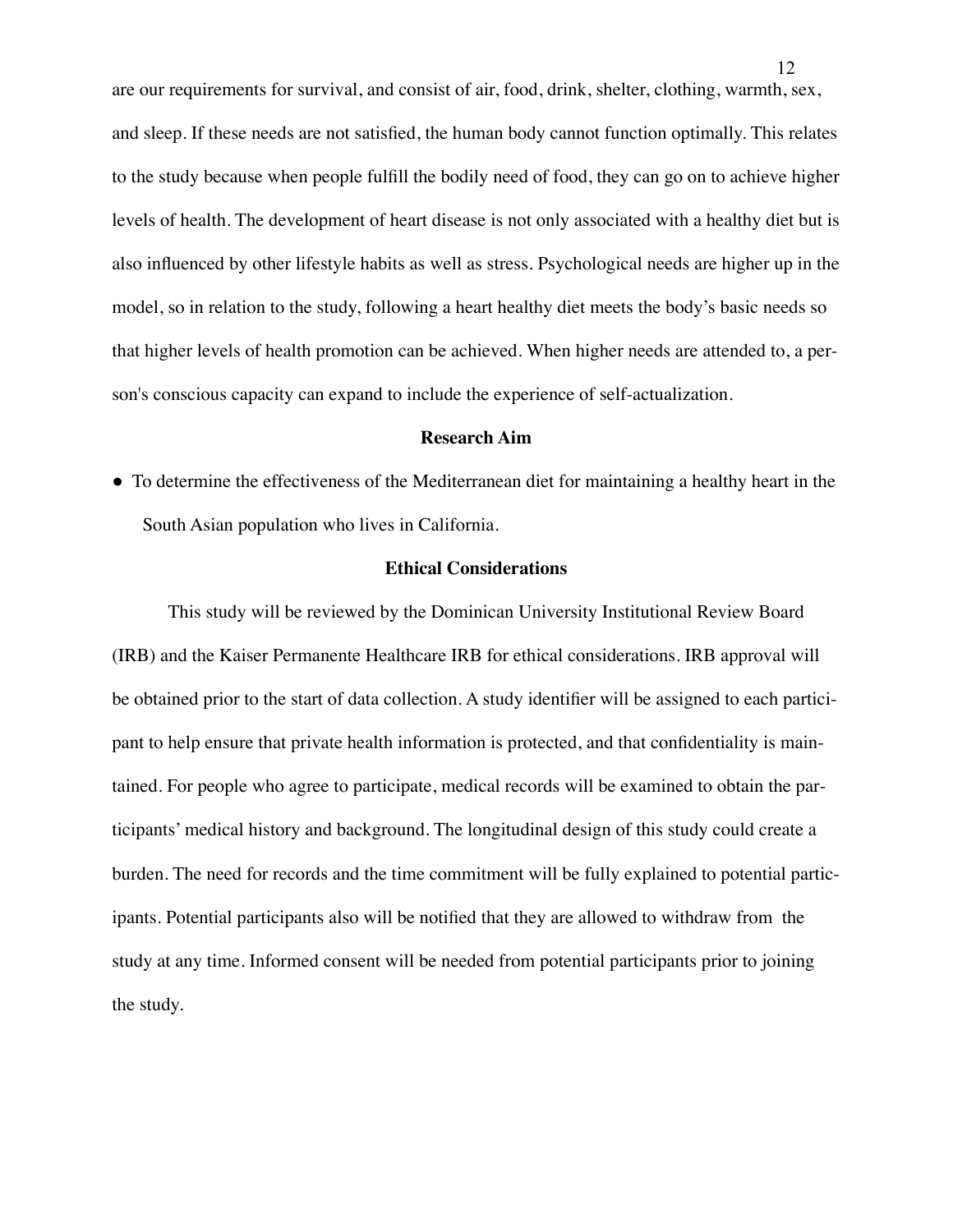are our requirements for survival, and consist of air, food, drink, shelter, clothing, warmth, sex, and sleep. If these needs are not satisfied, the human body cannot function optimally. This relates to the study because when people fulfill the bodily need of food, they can go on to achieve higher levels of health. The development of heart disease is not only associated with a healthy diet but is also influenced by other lifestyle habits as well as stress. Psychological needs are higher up in the model, so in relation to the study, following a heart healthy diet meets the body's basic needs so that higher levels of health promotion can be achieved. When higher needs are attended to, a person's conscious capacity can expand to include the experience of self-actualization.

## Research Aim

- To determine the effectiveness of the Mediterranean diet for maintaining a healthy heart in the South Asian population who lives in California.

## Ethical Considerations

This study will be reviewed by the Dominican University Institutional Review Board (IRB) and the Kaiser Permanente Healthcare IRB for ethical considerations. IRB approval will be obtained prior to the start of data collection. A study identifier will be assigned to each participant to help ensure that private health information is protected, and that confidentiality is maintained. For people who agree to participate, medical records will be examined to obtain the participants' medical history and background. The longitudinal design of this study could create a burden. The need for records and the time commitment will be fully explained to potential participants. Potential participants also will be notified that they are allowed to withdraw from the study at any time. Informed consent will be needed from potential participants prior to joining the study.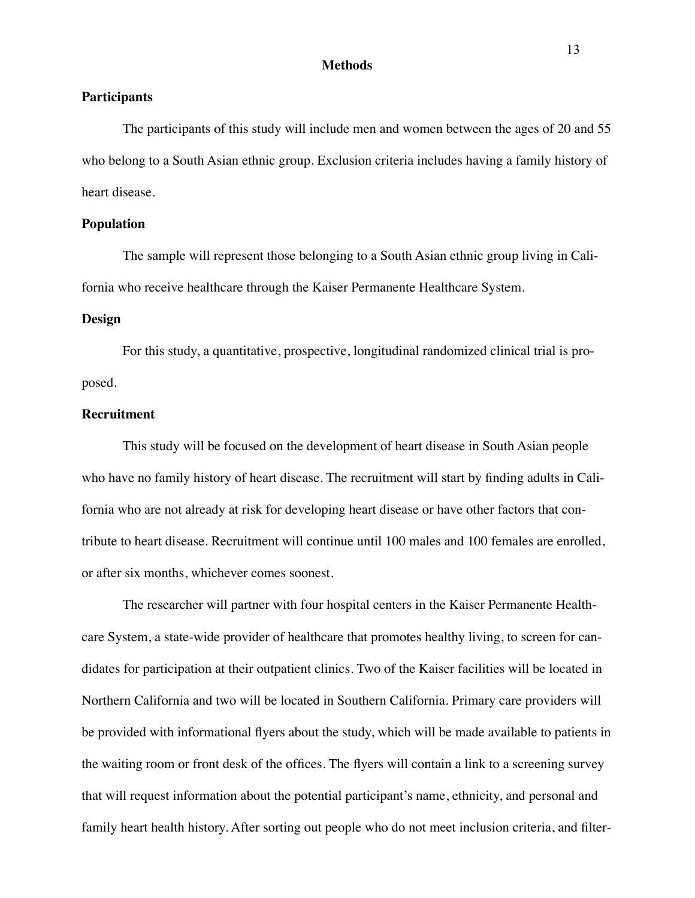# Methods

## Participants

The participants of this study will include men and women between the ages of 20 and 55 who belong to a South Asian ethnic group. Exclusion criteria includes having a family history of heart disease.

## Population

The sample will represent those belonging to a South Asian ethnic group living in California who receive healthcare through the Kaiser Permanente Healthcare System.

## Design

For this study, a quantitative, prospective, longitudinal randomized clinical trial is proposed.

## Recruitment

This study will be focused on the development of heart disease in South Asian people who have no family history of heart disease. The recruitment will start by finding adults in California who are not already at risk for developing heart disease or have other factors that contribute to heart disease. Recruitment will continue until 100 males and 100 females are enrolled, or after six months, whichever comes soonest.

The researcher will partner with four hospital centers in the Kaiser Permanente Healthcare System, a state-wide provider of healthcare that promotes healthy living, to screen for candidates for participation at their outpatient clinics. Two of the Kaiser facilities will be located in Northern California and two will be located in Southern California. Primary care providers will be provided with informational flyers about the study, which will be made available to patients in the waiting room or front desk of the offices. The flyers will contain a link to a screening survey that will request information about the potential participant's name, ethnicity, and personal and family heart health history. After sorting out people who do not meet inclusion criteria, and filter-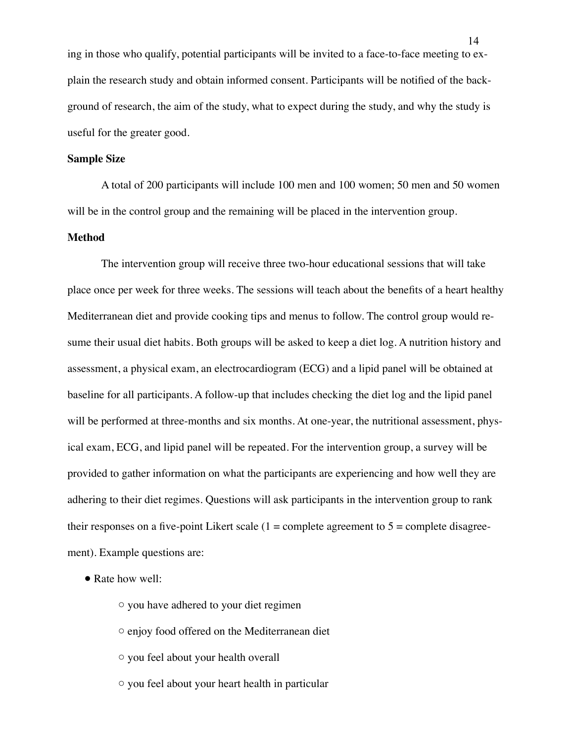ing in those who qualify, potential participants will be invited to a face-to-face meeting to explain the research study and obtain informed consent. Participants will be notified of the background of research, the aim of the study, what to expect during the study, and why the study is useful for the greater good.

**Sample Size**

A total of 200 participants will include 100 men and 100 women; 50 men and 50 women will be in the control group and the remaining will be placed in the intervention group.

**Method**

The intervention group will receive three two-hour educational sessions that will take place once per week for three weeks. The sessions will teach about the benefits of a heart healthy Mediterranean diet and provide cooking tips and menus to follow. The control group would resume their usual diet habits. Both groups will be asked to keep a diet log. A nutrition history and assessment, a physical exam, an electrocardiogram (ECG) and a lipid panel will be obtained at baseline for all participants. A follow-up that includes checking the diet log and the lipid panel will be performed at three-months and six months. At one-year, the nutritional assessment, physical exam, ECG, and lipid panel will be repeated. For the intervention group, a survey will be provided to gather information on what the participants are experiencing and how well they are adhering to their diet regimes. Questions will ask participants in the intervention group to rank their responses on a five-point Likert scale (1 = complete agreement to 5 = complete disagreement). Example questions are:

- Rate how well:
  - you have adhered to your diet regimen
  - enjoy food offered on the Mediterranean diet
  - you feel about your health overall
  - you feel about your heart health in particular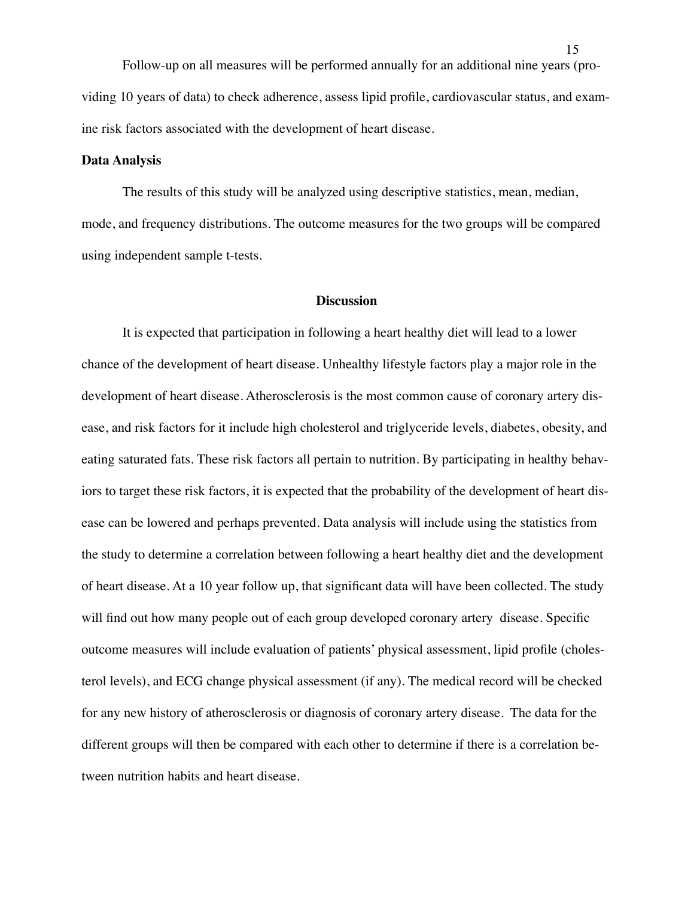Follow-up on all measures will be performed annually for an additional nine years (providing 10 years of data) to check adherence, assess lipid profile, cardiovascular status, and examine risk factors associated with the development of heart disease.

**Data Analysis**

The results of this study will be analyzed using descriptive statistics, mean, median, mode, and frequency distributions. The outcome measures for the two groups will be compared using independent sample t-tests.

## Discussion

It is expected that participation in following a heart healthy diet will lead to a lower chance of the development of heart disease. Unhealthy lifestyle factors play a major role in the development of heart disease. Atherosclerosis is the most common cause of coronary artery disease, and risk factors for it include high cholesterol and triglyceride levels, diabetes, obesity, and eating saturated fats. These risk factors all pertain to nutrition. By participating in healthy behaviors to target these risk factors, it is expected that the probability of the development of heart disease can be lowered and perhaps prevented. Data analysis will include using the statistics from the study to determine a correlation between following a heart healthy diet and the development of heart disease. At a 10 year follow up, that significant data will have been collected. The study will find out how many people out of each group developed coronary artery disease. Specific outcome measures will include evaluation of patients' physical assessment, lipid profile (cholesterol levels), and ECG change physical assessment (if any). The medical record will be checked for any new history of atherosclerosis or diagnosis of coronary artery disease. The data for the different groups will then be compared with each other to determine if there is a correlation between nutrition habits and heart disease.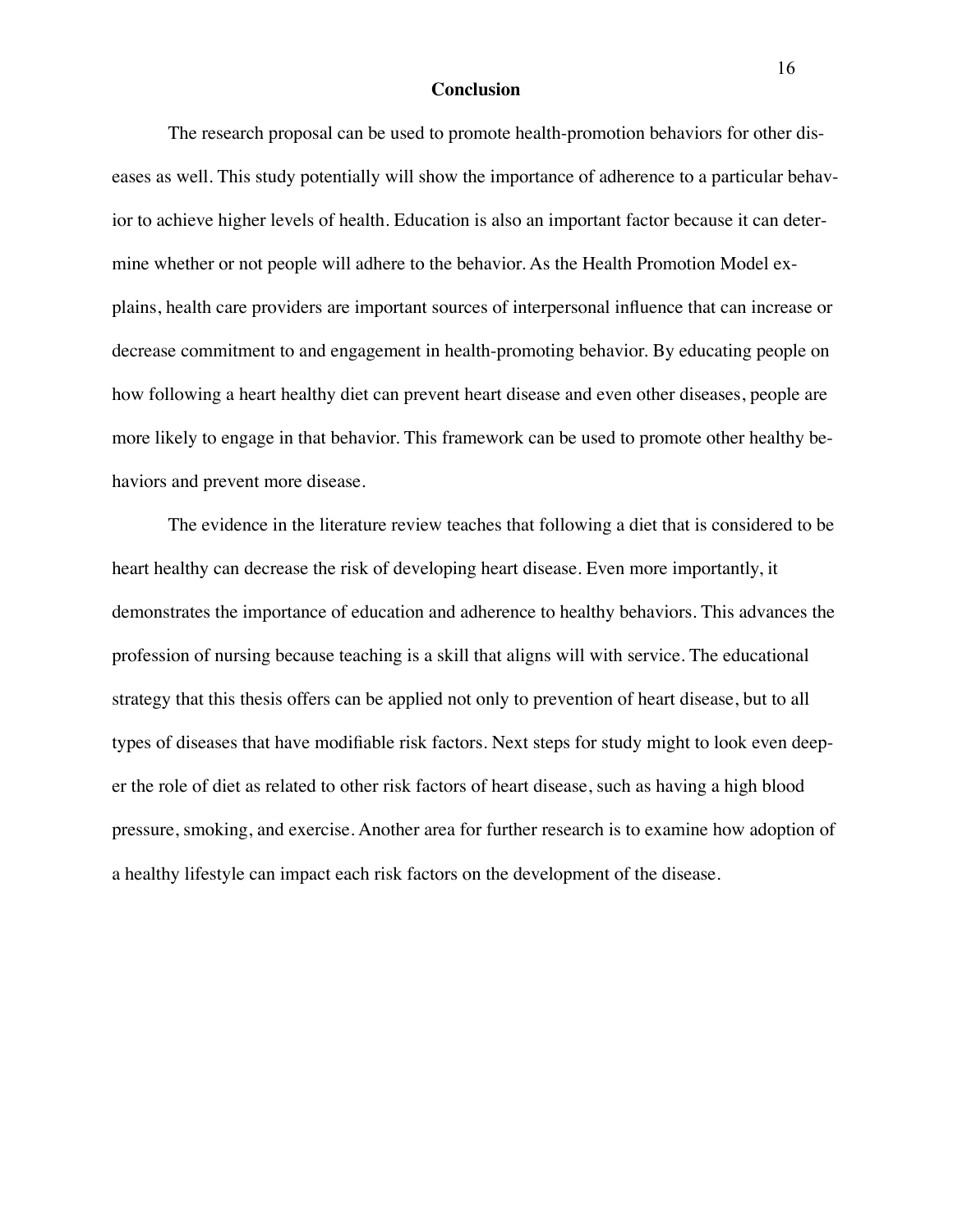## Conclusion

The research proposal can be used to promote health-promotion behaviors for other diseases as well. This study potentially will show the importance of adherence to a particular behavior to achieve higher levels of health. Education is also an important factor because it can determine whether or not people will adhere to the behavior. As the Health Promotion Model explains, health care providers are important sources of interpersonal influence that can increase or decrease commitment to and engagement in health-promoting behavior. By educating people on how following a heart healthy diet can prevent heart disease and even other diseases, people are more likely to engage in that behavior. This framework can be used to promote other healthy behaviors and prevent more disease.

The evidence in the literature review teaches that following a diet that is considered to be heart healthy can decrease the risk of developing heart disease. Even more importantly, it demonstrates the importance of education and adherence to healthy behaviors. This advances the profession of nursing because teaching is a skill that aligns will with service. The educational strategy that this thesis offers can be applied not only to prevention of heart disease, but to all types of diseases that have modifiable risk factors. Next steps for study might to look even deeper the role of diet as related to other risk factors of heart disease, such as having a high blood pressure, smoking, and exercise. Another area for further research is to examine how adoption of a healthy lifestyle can impact each risk factors on the development of the disease.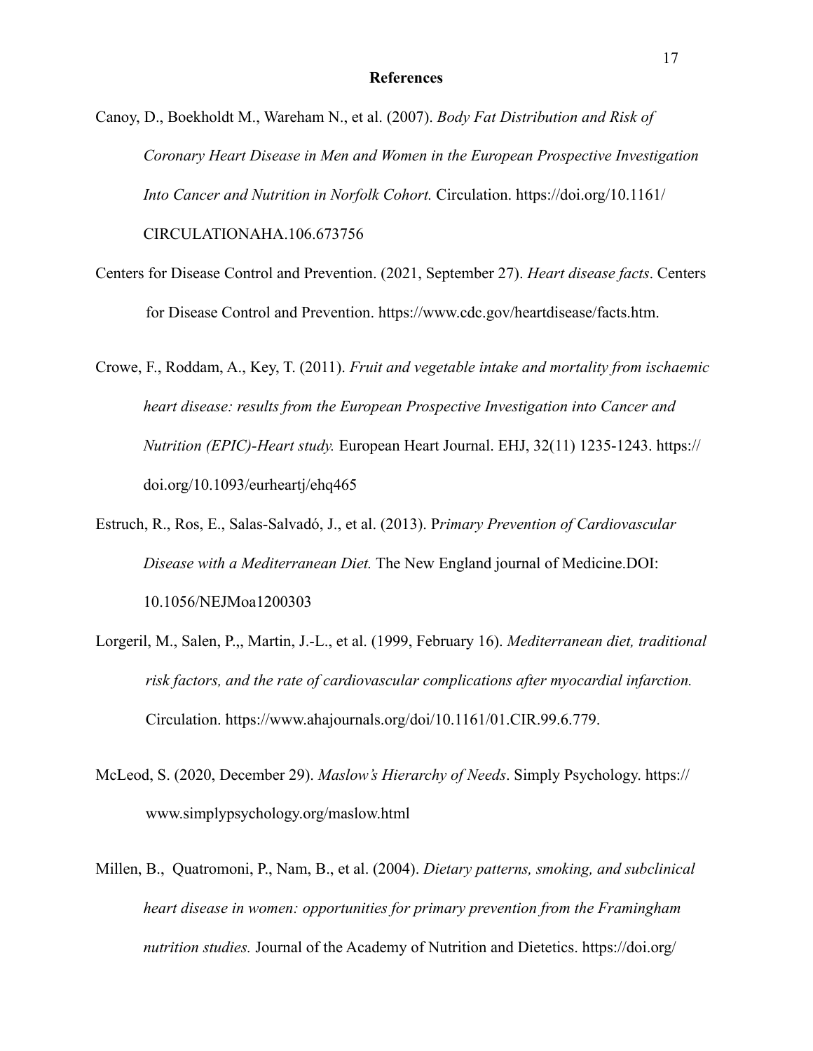**References**

Canoy, D., Boekholdt M., Wareham N., et al. (2007). *Body Fat Distribution and Risk of Coronary Heart Disease in Men and Women in the European Prospective Investigation Into Cancer and Nutrition in Norfolk Cohort.* Circulation. https://doi.org/10.1161/CIRCULATIONAHA.106.673756

Centers for Disease Control and Prevention. (2021, September 27). *Heart disease facts*. Centers for Disease Control and Prevention. https://www.cdc.gov/heartdisease/facts.htm.

Crowe, F., Roddam, A., Key, T. (2011). *Fruit and vegetable intake and mortality from ischaemic heart disease: results from the European Prospective Investigation into Cancer and Nutrition (EPIC)-Heart study.* European Heart Journal. EHJ, 32(11) 1235-1243. https://doi.org/10.1093/eurheartj/ehq465

Estruch, R., Ros, E., Salas-Salvadó, J., et al. (2013). P*rimary Prevention of Cardiovascular Disease with a Mediterranean Diet.* The New England journal of Medicine.DOI: 10.1056/NEJMoa1200303

Lorgeril, M., Salen, P.,, Martin, J.-L., et al. (1999, February 16). *Mediterranean diet, traditional risk factors, and the rate of cardiovascular complications after myocardial infarction.* Circulation. https://www.ahajournals.org/doi/10.1161/01.CIR.99.6.779.

McLeod, S. (2020, December 29). *Maslow's Hierarchy of Needs*. Simply Psychology. https://www.simplypsychology.org/maslow.html

Millen, B., Quatromoni, P., Nam, B., et al. (2004). *Dietary patterns, smoking, and subclinical heart disease in women: opportunities for primary prevention from the Framingham nutrition studies.* Journal of the Academy of Nutrition and Dietetics. https://doi.org/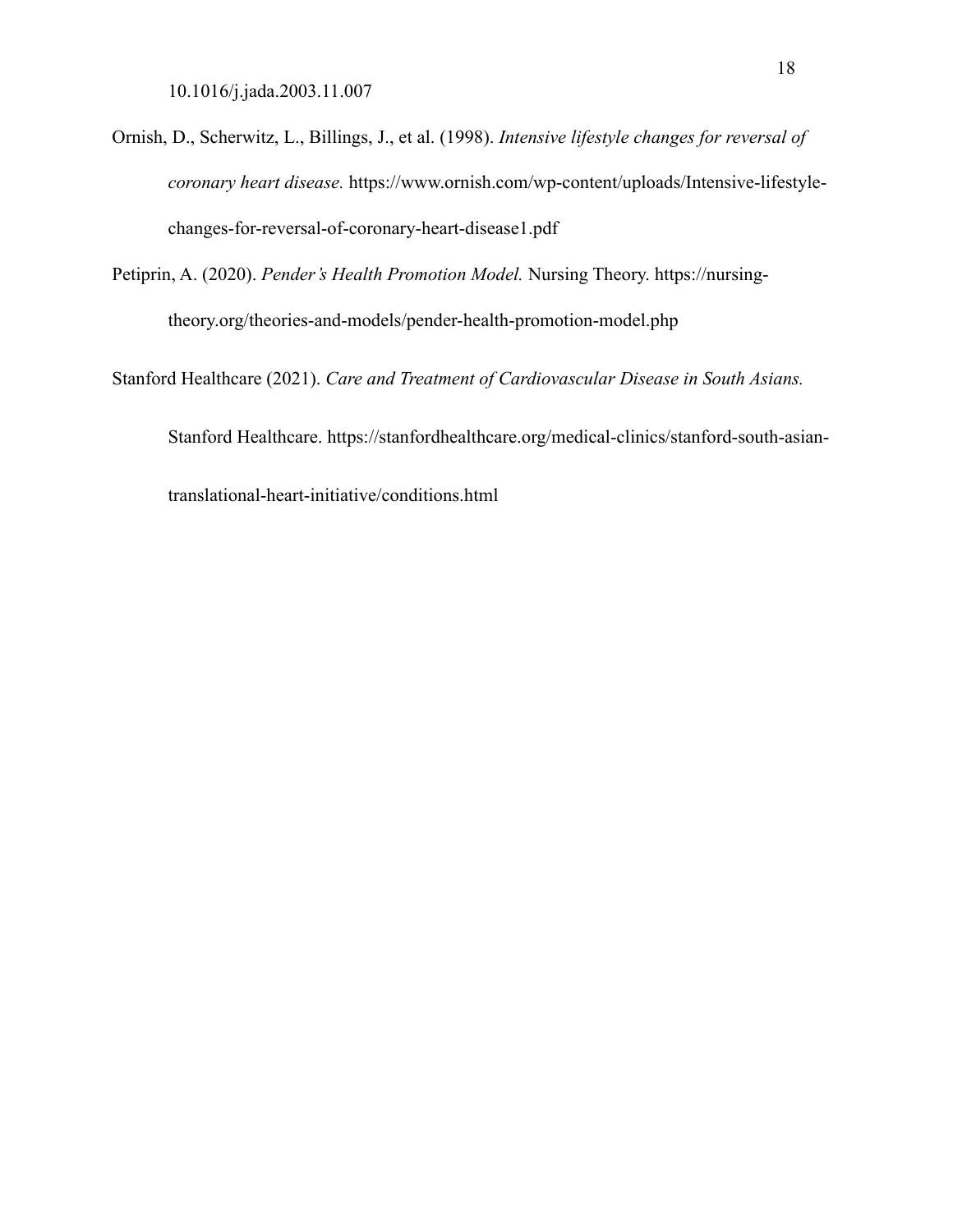10.1016/j.jada.2003.11.007

Ornish, D., Scherwitz, L., Billings, J., et al. (1998). *Intensive lifestyle changes for reversal of coronary heart disease.* https://www.ornish.com/wp-content/uploads/Intensive-lifestyle-changes-for-reversal-of-coronary-heart-disease1.pdf

Petiprin, A. (2020). *Pender's Health Promotion Model.* Nursing Theory. https://nursing-theory.org/theories-and-models/pender-health-promotion-model.php

Stanford Healthcare (2021). *Care and Treatment of Cardiovascular Disease in South Asians.* Stanford Healthcare. https://stanfordhealthcare.org/medical-clinics/stanford-south-asian-translational-heart-initiative/conditions.html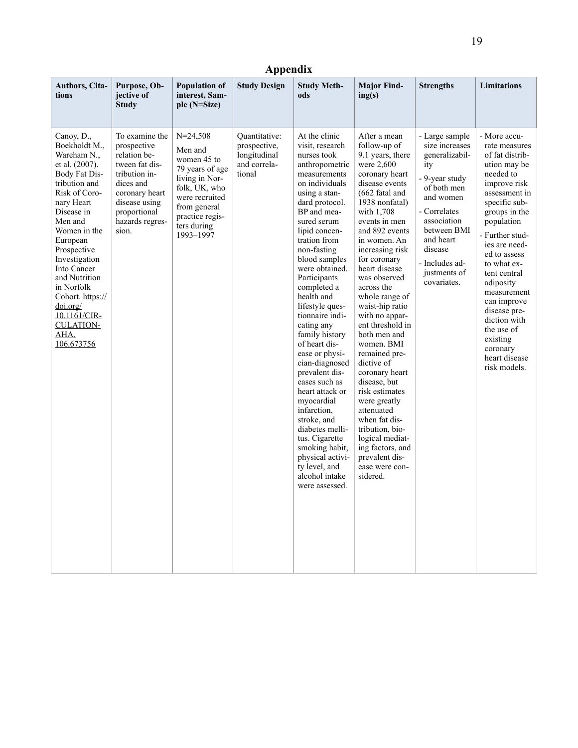# Appendix

| Authors, Citations | Purpose, Objective of Study | Population of interest, Sample (N=Size) | Study Design | Study Methods | Major Finding(s) | Strengths | Limitations |
|---|---|---|---|---|---|---|---|
| Canoy, D., Boekholdt M., Wareham N., et al. (2007). Body Fat Distribution and Risk of Coronary Heart Disease in Men and Women in the European Prospective Investigation Into Cancer and Nutrition in Norfolk Cohort. https://doi.org/10.1161/CIRCULATIONAHA.106.673756 | To examine the prospective relation between fat distribution indices and coronary heart disease using proportional hazards regression. | N=24,508<br>Men and women 45 to 79 years of age living in Norfolk, UK, who were recruited from general practice registers during 1993–1997 | Quantitative: prospective, longitudinal and correlational | At the clinic visit, research nurses took anthropometric measurements on individuals using a standard protocol. BP and measured serum lipid concentration from non-fasting blood samples were obtained. Participants completed a health and lifestyle questionnaire indicating any family history of heart disease or physician-diagnosed prevalent diseases such as heart attack or myocardial infarction, stroke, and diabetes mellitus. Cigarette smoking habit, physical activity level, and alcohol intake were assessed. | After a mean follow-up of 9.1 years, there were 2,600 coronary heart disease events (662 fatal and 1938 nonfatal) with 1,708 events in men and 892 events in women. An increasing risk for coronary heart disease was observed across the whole range of waist-hip ratio with no apparent threshold in both men and women. BMI remained predictive of coronary heart disease, but risk estimates were greatly attenuated when fat distribution, biological mediating factors, and prevalent disease were considered. | - Large sample size increases generalizability<br>- 9-year study of both men and women<br>- Correlates association between BMI and heart disease<br>- Includes adjustments of covariates. | - More accurate measures of fat distribution may be needed to improve risk assessment in specific subgroups in the population<br>- Further studies are needed to assess to what extent central adiposity measurement can improve disease prediction with the use of existing coronary heart disease risk models. |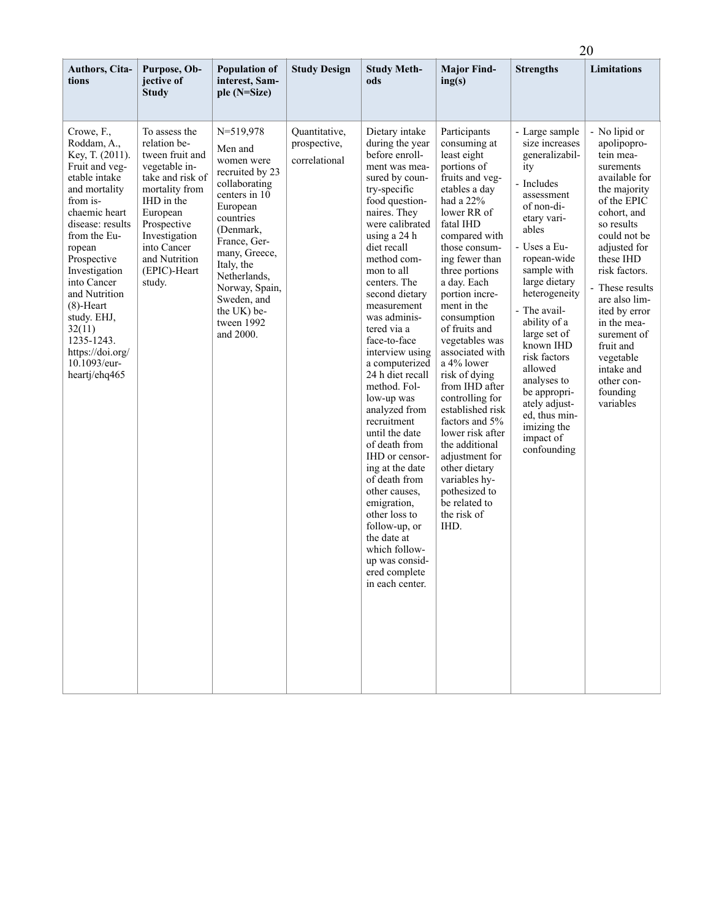| Authors, Citations | Purpose, Objective of Study | Population of interest, Sample (N=Size) | Study Design | Study Methods | Major Finding(s) | Strengths | Limitations |
|---|---|---|---|---|---|---|---|
| Crowe, F., Roddam, A., Key, T. (2011). Fruit and vegetable intake and mortality from ischaemic heart disease: results from the European Prospective Investigation into Cancer and Nutrition (8)-Heart study. EHJ, 32(11) 1235-1243. https://doi.org/10.1093/eurheartj/ehq465 | To assess the relation between fruit and vegetable intake and risk of mortality from IHD in the European Prospective Investigation into Cancer and Nutrition (EPIC)-Heart study. | N=519,978 Men and women were recruited by 23 collaborating centers in 10 European countries (Denmark, France, Germany, Greece, Italy, the Netherlands, Norway, Spain, Sweden, and the UK) between 1992 and 2000. | Quantitative, prospective, correlational | Dietary intake during the year before enrollment was measured by country-specific food questionnaires. They were calibrated using a 24 h diet recall method common to all centers. The second dietary measurement was administered via a face-to-face interview using a computerized 24 h diet recall method. Follow-up was analyzed from recruitment until the date of death from IHD or censoring at the date of death from other causes, emigration, other loss to follow-up, or the date at which follow-up was considered complete in each center. | Participants consuming at least eight portions of fruits and vegetables a day had a 22% lower RR of fatal IHD compared with those consuming fewer than three portions a day. Each portion increment in the consumption of fruits and vegetables was associated with a 4% lower risk of dying from IHD after controlling for established risk factors and 5% lower risk after the additional adjustment for other dietary variables hypothesized to be related to the risk of IHD. | - Large sample size increases generalizability<br>- Includes assessment of non-dietary variables<br>- Uses a European-wide sample with large dietary heterogeneity<br>- The availability of a large set of known IHD risk factors allowed analyses to be appropriately adjusted, thus minimizing the impact of confounding | - No lipid or apolipoprotein measurements available for the majority of the EPIC cohort, and so results could not be adjusted for these IHD risk factors.<br>- These results are also limited by error in the measurement of fruit and vegetable intake and other confounding variables |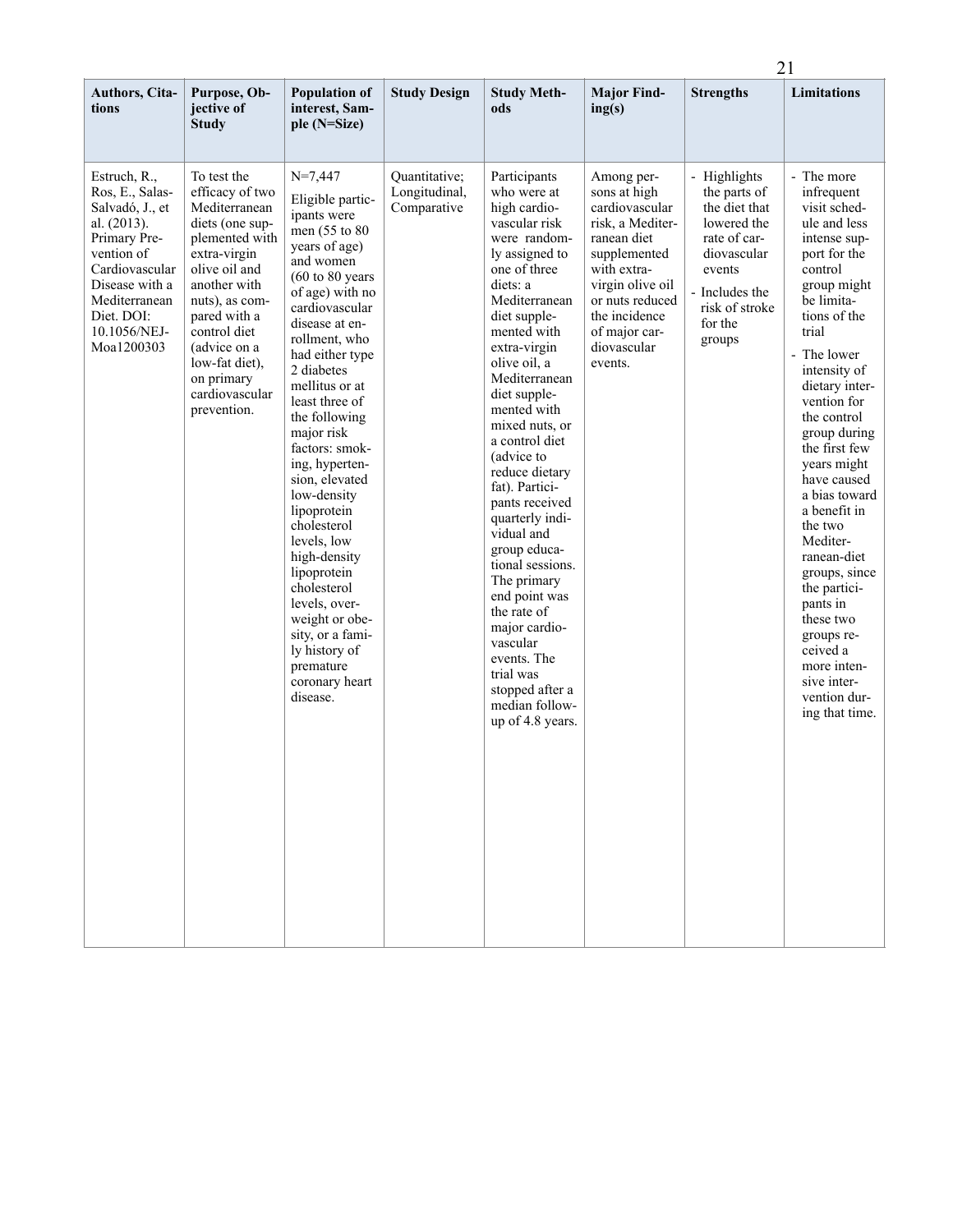| Authors, Citations | Purpose, Objective of Study | Population of interest, Sample (N=Size) | Study Design | Study Methods | Major Finding(s) | Strengths | Limitations |
|---|---|---|---|---|---|---|---|
| Estruch, R., Ros, E., Salas-Salvadó, J., et al. (2013). Primary Prevention of Cardiovascular Disease with a Mediterranean Diet. DOI: 10.1056/NEJMoa1200303 | To test the efficacy of two Mediterranean diets (one supplemented with extra-virgin olive oil and another with nuts), as compared with a control diet (advice on a low-fat diet), on primary cardiovascular prevention. | N=7,447<br><br>Eligible participants were men (55 to 80 years of age) and women (60 to 80 years of age) with no cardiovascular disease at enrollment, who had either type 2 diabetes mellitus or at least three of the following major risk factors: smoking, hypertension, elevated low-density lipoprotein cholesterol levels, low high-density lipoprotein cholesterol levels, overweight or obesity, or a family history of premature coronary heart disease. | Quantitative; Longitudinal, Comparative | Participants who were at high cardiovascular risk were randomly assigned to one of three diets: a Mediterranean diet supplemented with extra-virgin olive oil, a Mediterranean diet supplemented with mixed nuts, or a control diet (advice to reduce dietary fat). Participants received quarterly individual and group educational sessions. The primary end point was the rate of major cardiovascular events. The trial was stopped after a median follow-up of 4.8 years. | Among persons at high cardiovascular risk, a Mediterranean diet supplemented with extra-virgin olive oil or nuts reduced the incidence of major cardiovascular events. | - Highlights the parts of the diet that lowered the rate of cardiovascular events<br>- Includes the risk of stroke for the groups | - The more infrequent visit schedule and less intense support for the control group might be limitations of the trial<br>- The lower intensity of dietary intervention for the control group during the first few years might have caused a bias toward a benefit in the two Mediterranean-diet groups, since the participants in these two groups received a more intensive intervention during that time. |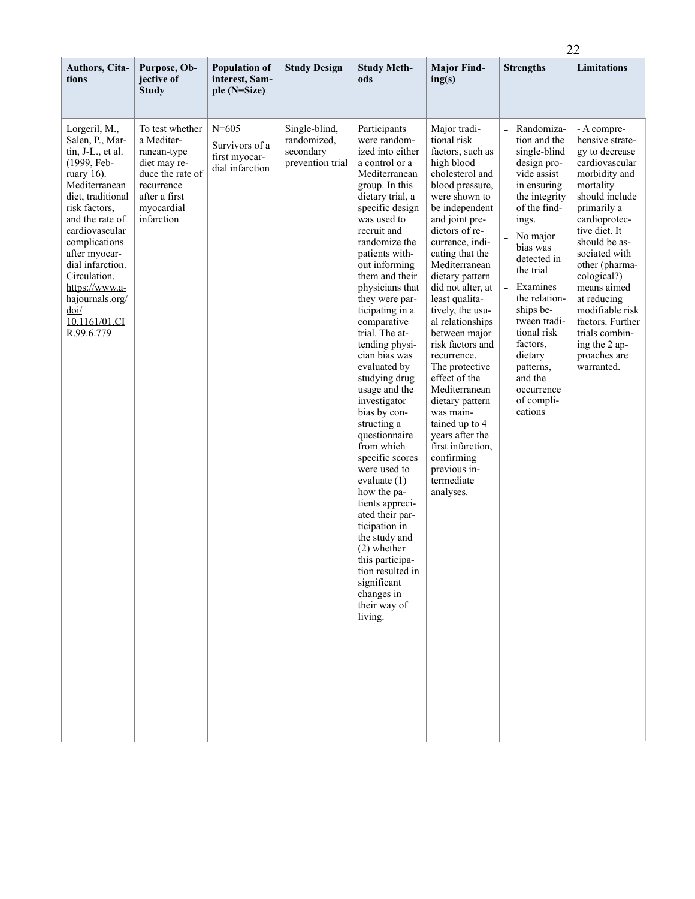| Authors, Citations | Purpose, Objective of Study | Population of interest, Sample (N=Size) | Study Design | Study Methods | Major Finding(s) | Strengths | Limitations |
|---|---|---|---|---|---|---|---|
| Lorgeril, M., Salen, P., Martin, J-L., et al. (1999, February 16). Mediterranean diet, traditional risk factors, and the rate of cardiovascular complications after myocardial infarction. Circulation. https://www.ahajournals.org/doi/10.1161/01.CIR.99.6.779 | To test whether a Mediterranean-type diet may reduce the rate of recurrence after a first myocardial infarction | N=605<br>Survivors of a first myocardial infarction | Single-blind, randomized, secondary prevention trial | Participants were randomized into either a control or a Mediterranean group. In this dietary trial, a specific design was used to recruit and randomize the patients without informing them and their physicians that they were participating in a comparative trial. The attending physician bias was evaluated by studying drug usage and the investigator bias by constructing a questionnaire from which specific scores were used to evaluate (1) how the patients appreciated their participation in the study and (2) whether this participation resulted in significant changes in their way of living. | Major traditional risk factors, such as high blood cholesterol and blood pressure, were shown to be independent and joint predictors of recurrence, indicating that the Mediterranean dietary pattern did not alter, at least qualitatively, the usual relationships between major risk factors and recurrence. The protective effect of the Mediterranean dietary pattern was maintained up to 4 years after the first infarction, confirming previous intermediate analyses. | - Randomization and the single-blind design provide assist in ensuring the integrity of the findings.<br>- No major bias was detected in the trial<br>- Examines the relationships between traditional risk factors, dietary patterns, and the occurrence of complications | - A comprehensive strategy to decrease cardiovascular morbidity and mortality should include primarily a cardioprotective diet. It should be associated with other (pharmacological?) means aimed at reducing modifiable risk factors. Further trials combining the 2 approaches are warranted. |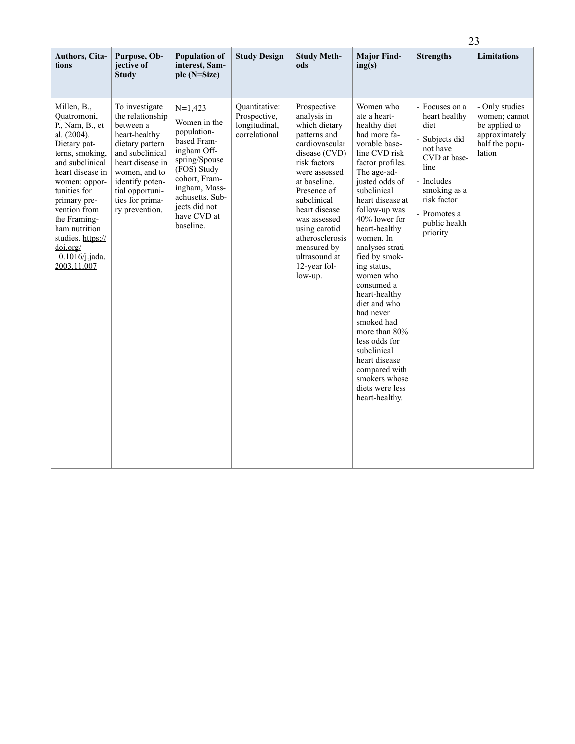| Authors, Citations | Purpose, Objective of Study | Population of interest, Sample (N=Size) | Study Design | Study Methods | Major Finding(s) | Strengths | Limitations |
|---|---|---|---|---|---|---|---|
| Millen, B., Quatromoni, P., Nam, B., et al. (2004). Dietary patterns, smoking, and subclinical heart disease in women: opportunities for primary prevention from the Framingham nutrition studies. https://doi.org/10.1016/j.jada.2003.11.007 | To investigate the relationship between a heart-healthy dietary pattern and subclinical heart disease in women, and to identify potential opportunities for primary prevention. | N=1,423<br>Women in the population-based Framingham Offspring/Spouse (FOS) Study cohort, Framingham, Massachusetts. Subjects did not have CVD at baseline. | Quantitative: Prospective, longitudinal, correlational | Prospective analysis in which dietary patterns and cardiovascular disease (CVD) risk factors were assessed at baseline. Presence of subclinical heart disease was assessed using carotid atherosclerosis measured by ultrasound at 12-year follow-up. | Women who ate a heart-healthy diet had more favorable baseline CVD risk factor profiles. The age-adjusted odds of subclinical heart disease at follow-up was 40% lower for heart-healthy women. In analyses stratified by smoking status, women who consumed a heart-healthy diet and who had never smoked had more than 80% less odds for subclinical heart disease compared with smokers whose diets were less heart-healthy. | - Focuses on a heart healthy diet<br>- Subjects did not have CVD at baseline<br>- Includes smoking as a risk factor<br>- Promotes a public health priority | - Only studies women; cannot be applied to approximately half the population |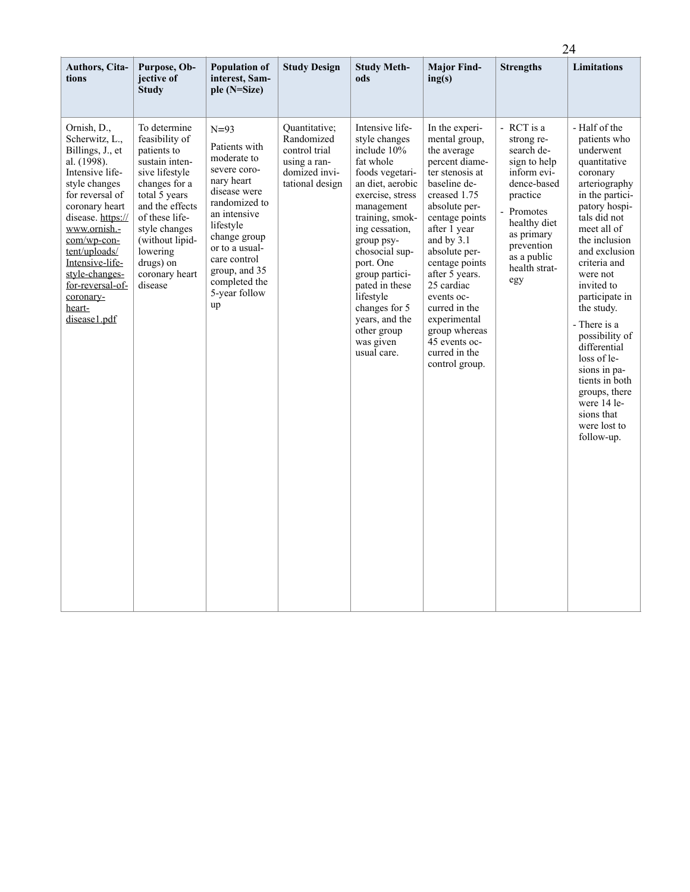| Authors, Citations | Purpose, Objective of Study | Population of interest, Sample (N=Size) | Study Design | Study Methods | Major Finding(s) | Strengths | Limitations |
|---|---|---|---|---|---|---|---|
| Ornish, D., Scherwitz, L., Billings, J., et al. (1998). Intensive lifestyle changes for reversal of coronary heart disease. https://www.ornish.com/wp-content/uploads/Intensive-lifestyle-changes-for-reversal-of-coronary-heart-disease1.pdf | To determine feasibility of patients to sustain intensive lifestyle changes for a total 5 years and the effects of these lifestyle changes (without lipid-lowering drugs) on coronary heart disease | N=93<br>Patients with moderate to severe coronary heart disease were randomized to an intensive lifestyle change group or to a usual-care control group, and 35 completed the 5-year follow up | Quantitative; Randomized control trial using a randomized invitational design | Intensive lifestyle changes include 10% fat whole foods vegetarian diet, aerobic exercise, stress management training, smoking cessation, group psychosocial support. One group participated in these lifestyle changes for 5 years, and the other group was given usual care. | In the experimental group, the average percent diameter stenosis at baseline decreased 1.75 absolute percentage points after 1 year and by 3.1 absolute percentage points after 5 years. 25 cardiac events occurred in the experimental group whereas 45 events occurred in the control group. | - RCT is a strong research design to help inform evidence-based practice<br>- Promotes healthy diet as primary prevention as a public health strategy | - Half of the patients who underwent quantitative coronary arteriography in the participatory hospitals did not meet all of the inclusion and exclusion criteria and were not invited to participate in the study.<br>- There is a possibility of differential loss of lesions in patients in both groups, there were 14 lesions that were lost to follow-up. |